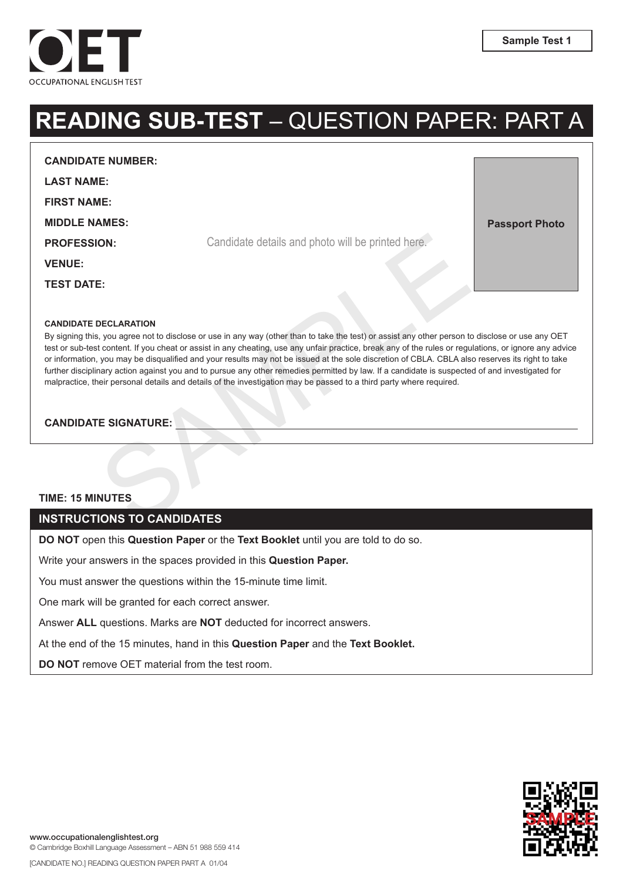OCCUPATIONAL ENGLISH TEST

**Sample Test 1**

# READING SUB-TEST – QUESTION PAPER: PART A

**CANDIDATE NUMBER:**

**LAST NAME:**

**FIRST NAME:**

**MIDDLE NAMES:**

**PROFESSION:**

**VENUE:**

**TEST DATE:**

Candidate details and photo will be printed here.

**Passport Photo**

**CANDIDATE DECLARATION**

By signing this, you agree not to disclose or use in any way (other than to take the test) or assist any other person to disclose or use any OET test or sub-test content. If you cheat or assist in any cheating, use any unfair practice, break any of the rules or regulations, or ignore any advice or information, you may be disqualified and your results may not be issued at the sole discretion of CBLA. CBLA also reserves its right to take further disciplinary action against you and to pursue any other remedies permitted by law. If a candidate is suspected of and investigated for malpractice, their personal details and details of the investigation may be passed to a third party where required.

**CANDIDATE SIGNATURE:** ______________________________

**TIME: 15 MINUTES**

## INSTRUCTIONS TO CANDIDATES

**DO NOT** open this **Question Paper** or the **Text Booklet** until you are told to do so.

Write your answers in the spaces provided in this **Question Paper.**

You must answer the questions within the 15-minute time limit.

One mark will be granted for each correct answer.

Answer **ALL** questions. Marks are **NOT** deducted for incorrect answers.

At the end of the 15 minutes, hand in this **Question Paper** and the **Text Booklet.**

**DO NOT** remove OET material from the test room.

www.occupationalenglishtest.org

© Cambridge Boxhill Language Assessment – ABN 51 988 559 414

[CANDIDATE NO.] READING QUESTION PAPER PART A 01/04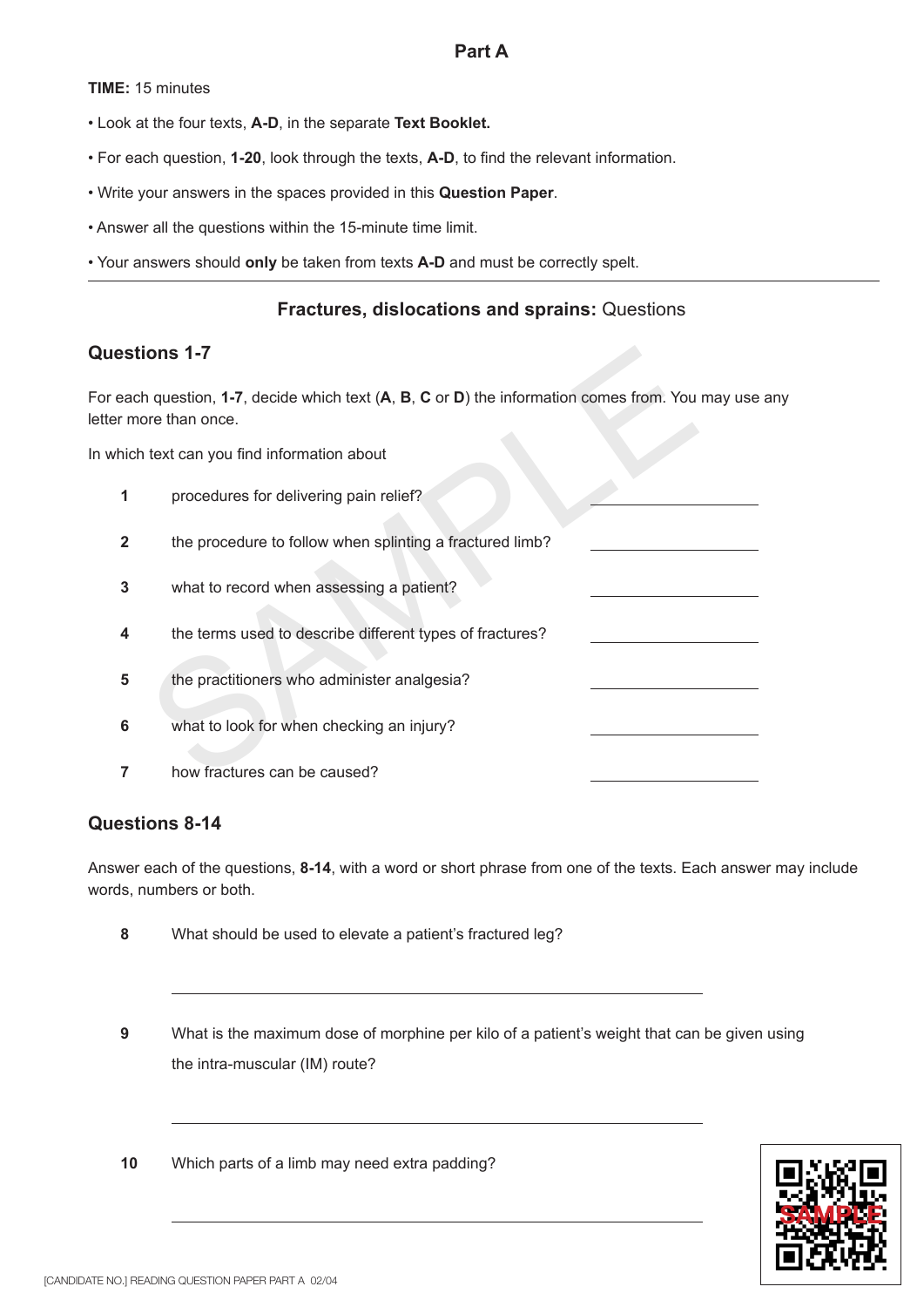## Part A

**TIME:** 15 minutes

- Look at the four texts, **A-D**, in the separate **Text Booklet.**
- For each question, **1-20**, look through the texts, **A-D**, to find the relevant information.
- Write your answers in the spaces provided in this **Question Paper**.
- Answer all the questions within the 15-minute time limit.
- Your answers should **only** be taken from texts **A-D** and must be correctly spelt.

---

### **Fractures, dislocations and sprains:** Questions

### Questions 1-7

For each question, **1-7**, decide which text (**A**, **B**, **C** or **D**) the information comes from. You may use any letter more than once.

In which text can you find information about

**1** procedures for delivering pain relief? ______________

**2** the procedure to follow when splinting a fractured limb? ______________

**3** what to record when assessing a patient? ______________

**4** the terms used to describe different types of fractures? ______________

**5** the practitioners who administer analgesia? ______________

**6** what to look for when checking an injury? ______________

**7** how fractures can be caused? ______________

### Questions 8-14

Answer each of the questions, **8-14**, with a word or short phrase from one of the texts. Each answer may include words, numbers or both.

**8** What should be used to elevate a patient's fractured leg?

______________________________

**9** What is the maximum dose of morphine per kilo of a patient's weight that can be given using the intra-muscular (IM) route?

______________________________

**10** Which parts of a limb may need extra padding?

______________________________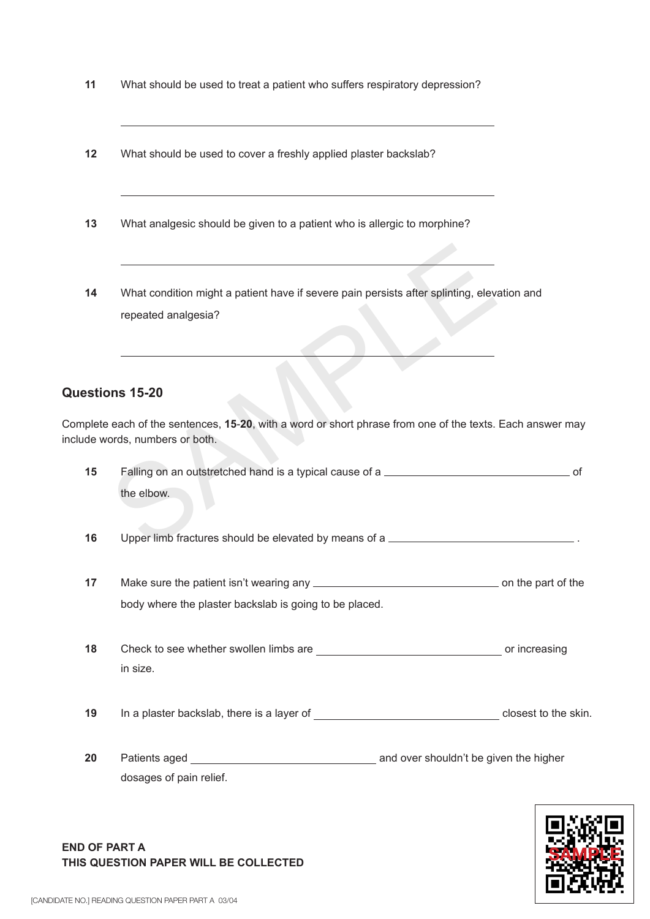**11** What should be used to treat a patient who suffers respiratory depression?

\_\_\_\_\_\_\_\_\_\_\_\_\_\_\_\_\_\_\_\_\_\_\_\_\_\_\_\_\_\_\_\_\_\_\_\_\_\_\_\_

**12** What should be used to cover a freshly applied plaster backslab?

\_\_\_\_\_\_\_\_\_\_\_\_\_\_\_\_\_\_\_\_\_\_\_\_\_\_\_\_\_\_\_\_\_\_\_\_\_\_\_\_

**13** What analgesic should be given to a patient who is allergic to morphine?

\_\_\_\_\_\_\_\_\_\_\_\_\_\_\_\_\_\_\_\_\_\_\_\_\_\_\_\_\_\_\_\_\_\_\_\_\_\_\_\_

**14** What condition might a patient have if severe pain persists after splinting, elevation and repeated analgesia?

\_\_\_\_\_\_\_\_\_\_\_\_\_\_\_\_\_\_\_\_\_\_\_\_\_\_\_\_\_\_\_\_\_\_\_\_\_\_\_\_

## Questions 15-20

Complete each of the sentences, **15**-**20**, with a word or short phrase from one of the texts. Each answer may include words, numbers or both.

**15** Falling on an outstretched hand is a typical cause of a \_\_\_\_\_\_\_\_\_\_\_\_\_\_\_\_\_\_\_\_ of the elbow.

**16** Upper limb fractures should be elevated by means of a \_\_\_\_\_\_\_\_\_\_\_\_\_\_\_\_\_\_\_\_ .

**17** Make sure the patient isn't wearing any \_\_\_\_\_\_\_\_\_\_\_\_\_\_\_\_\_\_\_\_ on the part of the body where the plaster backslab is going to be placed.

**18** Check to see whether swollen limbs are \_\_\_\_\_\_\_\_\_\_\_\_\_\_\_\_\_\_\_\_ or increasing in size.

**19** In a plaster backslab, there is a layer of \_\_\_\_\_\_\_\_\_\_\_\_\_\_\_\_\_\_\_\_ closest to the skin.

**20** Patients aged \_\_\_\_\_\_\_\_\_\_\_\_\_\_\_\_\_\_\_\_ and over shouldn't be given the higher dosages of pain relief.

**END OF PART A**
**THIS QUESTION PAPER WILL BE COLLECTED**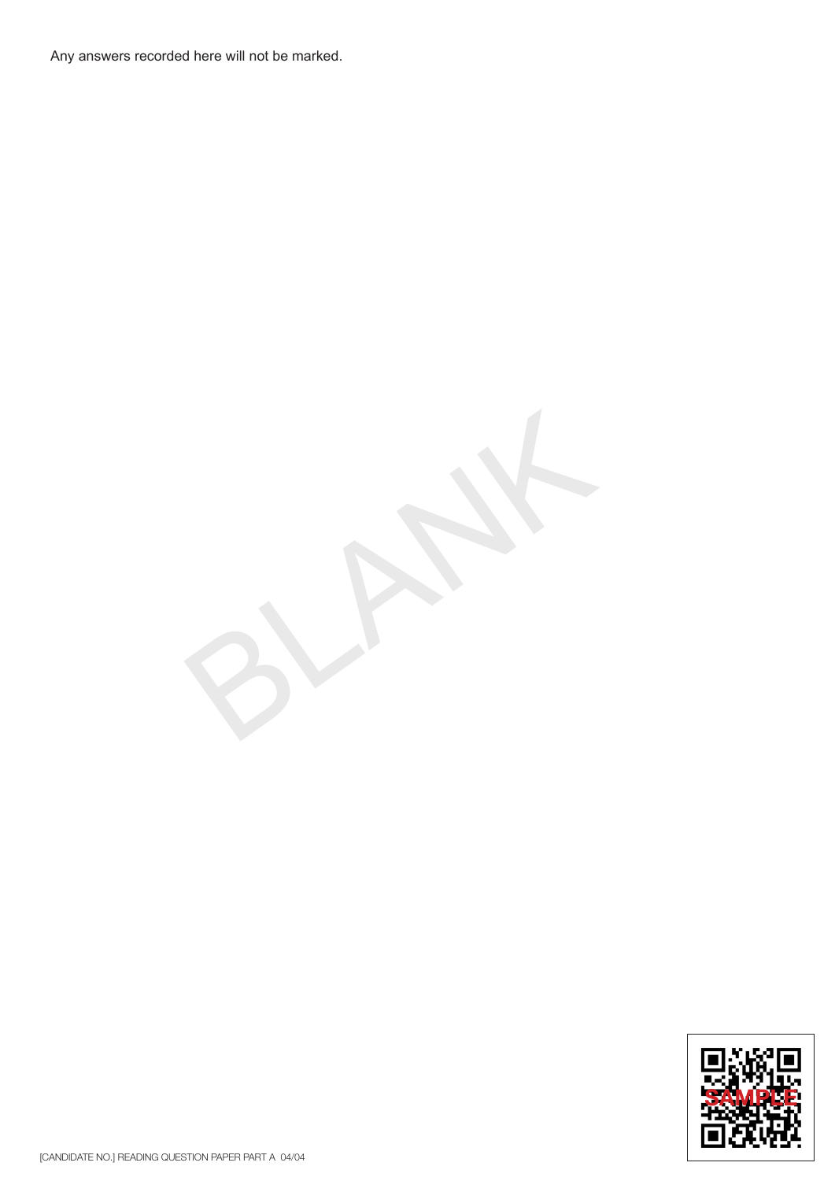Any answers recorded here will not be marked.

BLANK